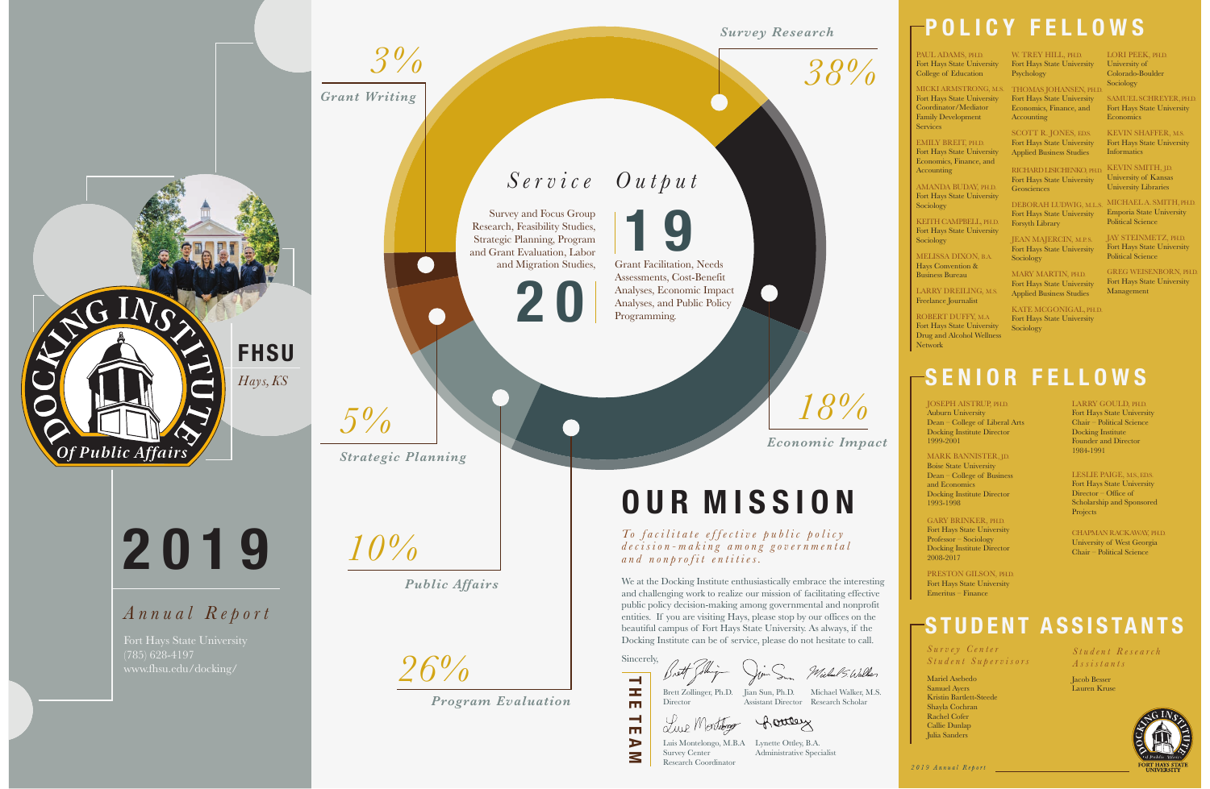# 2019

## *Annual Report*

Fort Hays State University
(785) 628-4197
www.fhsu.edu/docking/

**FHSU**
*Hays, KS*

Docking Institute Of Public Affairs

## Service Output

- Survey Research — 38%
- Economic Impact — 18%
- Program Evaluation — 26%
- Public Affairs — 10%
- Strategic Planning — 5%
- Grant Writing — 3%

**20** Survey and Focus Group Research, Feasibility Studies, Strategic Planning, Program and Grant Evaluation, Labor and Migration Studies,

**19** Grant Facilitation, Needs Assessments, Cost-Benefit Analyses, Economic Impact Analyses, and Public Policy Programming.

# OUR MISSION

*To facilitate effective public policy decision-making among governmental and nonprofit entities.*

We at the Docking Institute enthusiastically embrace the interesting and challenging work to realize our mission of facilitating effective public policy decision-making among governmental and nonprofit entities. If you are visiting Hays, please stop by our offices on the beautiful campus of Fort Hays State University. As always, if the Docking Institute can be of service, please do not hesitate to call.

Sincerely,

**THE TEAM**

Brett Zollinger, Ph.D.
Director

Jian Sun, Ph.D.
Assistant Director

Michael Walker, M.S.
Research Scholar

Luis Montelongo, M.B.A
Survey Center Research Coordinator

Lynette Ottley, B.A.
Administrative Specialist

# POLICY FELLOWS

PAUL ADAMS, PH.D.
Fort Hays State University
College of Education

MICKI ARMSTRONG, M.S.
Fort Hays State University
Coordinator/Mediator
Family Development Services

EMILY BREIT, PH.D.
Fort Hays State University
Economics, Finance, and Accounting

AMANDA BUDAY, PH.D.
Fort Hays State University
Sociology

KEITH CAMPBELL, PH.D.
Fort Hays State University
Sociology

MELISSA DIXON, B.A.
Hays Convention & Business Bureau

LARRY DREILING, M.S.
Freelance Journalist

ROBERT DUFFY, M.A
Fort Hays State University
Drug and Alcohol Wellness Network

W. TREY HILL, PH.D.
Fort Hays State University
Psychology

THOMAS JOHANSEN, PH.D.
Fort Hays State University
Economics, Finance, and Accounting

SCOTT R. JONES, ED.S.
Fort Hays State University
Applied Business Studies

RICHARD LISICHENKO, PH.D.
Fort Hays State University
Geosciences

DEBORAH LUDWIG, M.L.S.
Fort Hays State University
Forsyth Library

JEAN MAJERCIN, M.P.S.
Fort Hays State University
Sociology

MARY MARTIN, PH.D.
Fort Hays State University
Applied Business Studies

KATE MCGONIGAL, PH.D.
Fort Hays State University
Sociology

LORI PEEK, PH.D.
University of Colorado-Boulder
Sociology

SAMUEL SCHREYER, PH.D.
Fort Hays State University
Economics

KEVIN SHAFFER, M.S.
Fort Hays State University
Informatics

KEVIN SMITH, J.D.
University of Kansas
University Libraries

MICHAEL A. SMITH, PH.D.
Emporia State University
Political Science

JAY STEINMETZ, PH.D.
Fort Hays State University
Political Science

GREG WEISENBORN, PH.D.
Fort Hays State University
Management

# SENIOR FELLOWS

JOSEPH AISTRUP, PH.D.
Auburn University
Dean – College of Liberal Arts
Docking Institute Director
1999-2001

MARK BANNISTER, J.D.
Boise State University
Dean – College of Business and Economics
Docking Institute Director
1993-1998

GARY BRINKER, PH.D.
Fort Hays State University
Professor – Sociology
Docking Institute Director
2008-2017

PRESTON GILSON, PH.D.
Fort Hays State University
Emeritus – Finance

LARRY GOULD, PH.D.
Fort Hays State University
Chair – Political Science
Docking Institute Founder and Director
1984-1991

LESLIE PAIGE, M.S., ED.S.
Fort Hays State University
Director – Office of Scholarship and Sponsored Projects

CHAPMAN RACKAWAY, PH.D.
University of West Georgia
Chair – Political Science

# STUDENT ASSISTANTS

*Survey Center Student Supervisors*

Mariel Asebedo
Samuel Ayers
Kristin Bartlett-Steede
Shayla Cochran
Rachel Cofer
Callie Dunlap
Julia Sanders

*Student Research Assistants*

Jacob Besser
Lauren Kruse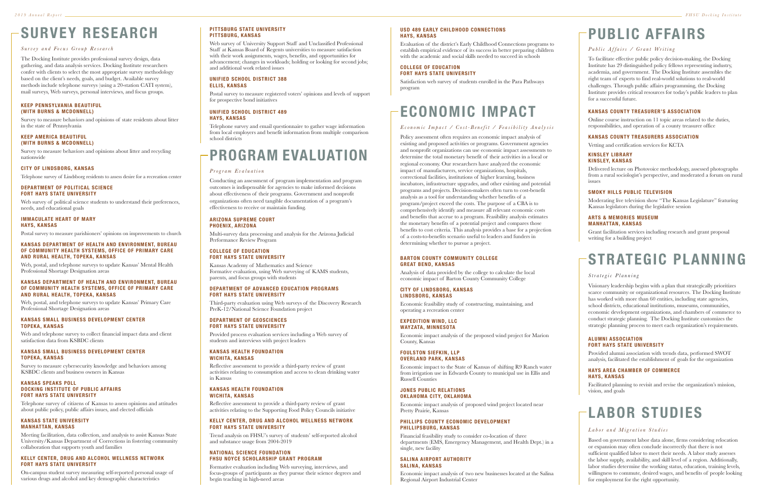# SURVEY RESEARCH

*Survey and Focus Group Research*

The Docking Institute provides professional survey design, data gathering, and data analysis services. Docking Institute researchers confer with clients to select the most appropriate survey methodology based on the client's needs, goals, and budget. Available survey methods include telephone surveys (using a 20-station CATI system), mail surveys, Web surveys, personal interviews, and focus groups.

### KEEP PENNSYLVANIA BEAUTIFUL (WITH BURNS & MCDONNELL)

Survey to measure behaviors and opinions of state residents about litter in the state of Pennsylvania

### KEEP AMERICA BEAUTIFUL (WITH BURNS & MCDONNELL)

Survey to measure behaviors and opinions about litter and recycling nationwide

### CITY OF LINDSBORG, KANSAS

Telephone survey of Lindsborg residents to assess desire for a recreation center

### DEPARTMENT OF POLITICAL SCIENCE FORT HAYS STATE UNIVERSITY

Web survey of political science students to understand their preferences, needs, and educational goals

### IMMACULATE HEART OF MARY HAYS, KANSAS

Postal survey to measure parishioners' opinions on improvements to church

### KANSAS DEPARTMENT OF HEALTH AND ENVIRONMENT, BUREAU OF COMMUNITY HEALTH SYSTEMS, OFFICE OF PRIMARY CARE AND RURAL HEALTH, TOPEKA, KANSAS

Web, postal, and telephone surveys to update Kansas' Mental Health Professional Shortage Designation areas

### KANSAS DEPARTMENT OF HEALTH AND ENVIRONMENT, BUREAU OF COMMUNITY HEALTH SYSTEMS, OFFICE OF PRIMARY CARE AND RURAL HEALTH, TOPEKA, KANSAS

Web, postal, and telephone surveys to update Kansas' Primary Care Professional Shortage Designation areas

### KANSAS SMALL BUSINESS DEVELOPMENT CENTER TOPEKA, KANSAS

Web and telephone survey to collect financial impact data and client satisfaction data from KSBDC clients

### KANSAS SMALL BUSINESS DEVELOPMENT CENTER TOPEKA, KANSAS

Survey to measure cybersecurity knowledge and behaviors among KSBDC clients and business owners in Kansas

### KANSAS SPEAKS POLL DOCKING INSTITUTE OF PUBLIC AFFAIRS FORT HAYS STATE UNIVERSITY

Telephone survey of citizens of Kansas to assess opinions and attitudes about public policy, public affairs issues, and elected officials

### KANSAS STATE UNIVERSITY MANHATTAN, KANSAS

Meeting facilitation, data collection, and analysis to assist Kansas State University/Kansas Department of Corrections in fostering community collaboration that supports youth and families

### KELLY CENTER, DRUG AND ALCOHOL WELLNESS NETWORK FORT HAYS STATE UNIVERSITY

On-campus student survey measuring self-reported personal usage of various drugs and alcohol and key demographic characteristics

### PITTSBURG STATE UNIVERSITY PITTSBURG, KANSAS

Web survey of University Support Staff and Unclassified Professional Staff at Kansas Board of Regents universities to measure satisfaction with their work assignments, wages, benefits, and opportunities for advancement; changes in workloads; holding or looking for second jobs; and additional work related issues

### UNIFIED SCHOOL DISTRICT 388 ELLIS, KANSAS

Postal survey to measure registered voters' opinions and levels of support for prospective bond initiatives

### UNIFIED SCHOOL DISTRICT 489 HAYS, KANSAS

Telephone survey and email questionnaire to gather wage information from local employers and benefit information from multiple comparison school districts

# PROGRAM EVALUATION

*Program Evaluation*

Conducting an assessment of program implementation and program outcomes is indispensable for agencies to make informed decisions about effectiveness of their programs. Government and nonprofit organizations often need tangible documentation of a program's effectiveness to receive or maintain funding.

### ARIZONA SUPREME COURT PHOENIX, ARIZONA

Multi-survey data processing and analysis for the Arizona Judicial Performance Review Program

### COLLEGE OF EDUCATION FORT HAYS STATE UNIVERSITY

Kansas Academy of Mathematics and Science Formative evaluation, using Web surveying of KAMS students, parents, and focus groups with students

### DEPARTMENT OF ADVANCED EDUCATION PROGRAMS FORT HAYS STATE UNIVERSITY

Third-party evaluation using Web surveys of the Discovery Research PreK-12/National Science Foundation project

### DEPARTMENT OF GEOSCIENCES FORT HAYS STATE UNIVERSITY

Provided process evaluation services including a Web survey of students and interviews with project leaders

### KANSAS HEALTH FOUNDATION WICHITA, KANSAS

Reflective assessment to provide a third-party review of grant activities relating to consumption and access to clean drinking water in Kansas

### KANSAS HEALTH FOUNDATION WICHITA, KANSAS

Reflective assessment to provide a third-party review of grant activities relating to the Supporting Food Policy Councils initiative

### KELLY CENTER, DRUG AND ALCOHOL WELLNESS NETWORK FORT HAYS STATE UNIVERSITY

Trend analysis on FHSU's survey of students' self-reported alcohol and substance usage from 2004-2019

### NATIONAL SCIENCE FOUNDATION FHSU NOYCE SCHOLARSHIP GRANT PROGRAM

Formative evaluation including Web surveying, interviews, and focus-groups of participants as they pursue their science degrees and begin teaching in high-need areas

### USD 489 EARLY CHILDHOOD CONNECTIONS HAYS, KANSAS

Evaluation of the district's Early Childhood Connections programs to establish empirical evidence of its success in better preparing children with the academic and social skills needed to succeed in schools

### COLLEGE OF EDUCATION FORT HAYS STATE UNIVERSITY

Satisfaction web survey of students enrolled in the Para Pathways program

# ECONOMIC IMPACT

*Economic Impact / Cost-Benefit / Feasibility Analysis*

Policy assessment often requires an economic impact analysis of existing and proposed activities or programs. Government agencies and nonprofit organizations can use economic impact assessments to determine the total monetary benefit of their activities in a local or regional economy. Our researchers have analyzed the economic impact of manufacturers, service organizations, hospitals, correctional facilities, institutions of higher learning, business incubators, infrastructure upgrades, and other existing and potential programs and projects. Decision-makers often turn to cost-benefit analysis as a tool for understanding whether benefits of a program/project exceed the costs. The purpose of a CBA is to comprehensively identify and measure all relevant economic costs and benefits that accrue to a program. Feasibility analysis estimates the monetary benefits of a potential project and compares those benefits to cost criteria. This analysis provides a base for a projection of a costs-to-benefits scenario useful to leaders and funders in determining whether to pursue a project.

### BARTON COUNTY COMMUNITY COLLEGE GREAT BEND, KANSAS

Analysis of data provided by the college to calculate the local economic impact of Barton County Community College

### CITY OF LINDSBORG, KANSAS LINDSBORG, KANSAS

Economic feasibility study of constructing, maintaining, and operating a recreation center

### EXPEDITION WIND, LLC WAYZATA, MINNESOTA

Economic impact analysis of the proposed wind project for Marion County, Kansas

### FOULSTON SIEFKIN, LLP OVERLAND PARK, KANSAS

Economic impact to the State of Kansas of shifting R9 Ranch water from irrigation use in Edwards County to municipal use in Ellis and Russell Counties

### JONES PUBLIC RELATIONS OKLAHOMA CITY, OKLAHOMA

Economic impact analysis of proposed wind project located near Pretty Prairie, Kansas

### PHILLIPS COUNTY ECONOMIC DEVELOPMENT PHILLIPSBURG, KANSAS

Financial feasibility study to consider co-location of three departments (EMS, Emergency Management, and Health Dept.) in a single, new facility

### SALINA AIRPORT AUTHORITY SALINA, KANSAS

Economic impact analysis of two new businesses located at the Salina Regional Airport Industrial Center

# PUBLIC AFFAIRS

*Public Affairs / Grant Writing*

To facilitate effective public policy decision-making, the Docking Institute has 29 distinguished policy fellows representing industry, academia, and government. The Docking Institute assembles the right team of experts to find real-world solutions to real-world challenges. Through public affairs programming, the Docking Institute provides critical resources for today's public leaders to plan for a successful future.

### KANSAS COUNTY TREASURER'S ASSOCIATION

Online course instruction on 11 topic areas related to the duties, responsibilities, and operation of a county treasurer office

### KANSAS COUNTY TREASURERS ASSOCIATION

Vetting and certification services for KCTA

### KINSLEY LIBRARY KINSLEY, KANSAS

Delivered lecture on Photovoice methodology, assessed photographs from a rural sociologist's perspective, and moderated a forum on rural issues

### SMOKY HILLS PUBLIC TELEVISION

Moderating live television show "The Kansas Legislature" featuring Kansas legislators during the legislative session

### ARTS & MEMORIES MUSEUM MANHATTAN, KANSAS

Grant facilitation services including research and grant proposal writing for a building project

# STRATEGIC PLANNING

*Strategic Planning*

Visionary leadership begins with a plan that strategically prioritizes scarce community or organizational resources. The Docking Institute has worked with more than 60 entities, including state agencies, school districts, educational institutions, museums, communities, economic development organizations, and chambers of commerce to conduct strategic planning. The Docking Institute customizes the strategic planning process to meet each organization's requirements.

### ALUMNI ASSOCIATION FORT HAYS STATE UNIVERSITY

Provided alumni association with trends data, performed SWOT analysis, facilitated the establishment of goals for the organization

### HAYS AREA CHAMBER OF COMMERCE HAYS, KANSAS

Facilitated planning to revisit and revise the organization's mission, vision, and goals

# LABOR STUDIES

*Labor and Migration Studies*

Based on government labor data alone, firms considering relocation or expansion may often conclude incorrectly that there is not sufficient qualified labor to meet their needs. A labor study assesses the labor supply, availability, and skill level of a region. Additionally, labor studies determine the working status, education, training levels, willingness to commute, desired wages, and benefits of people looking for employment for the right opportunity.